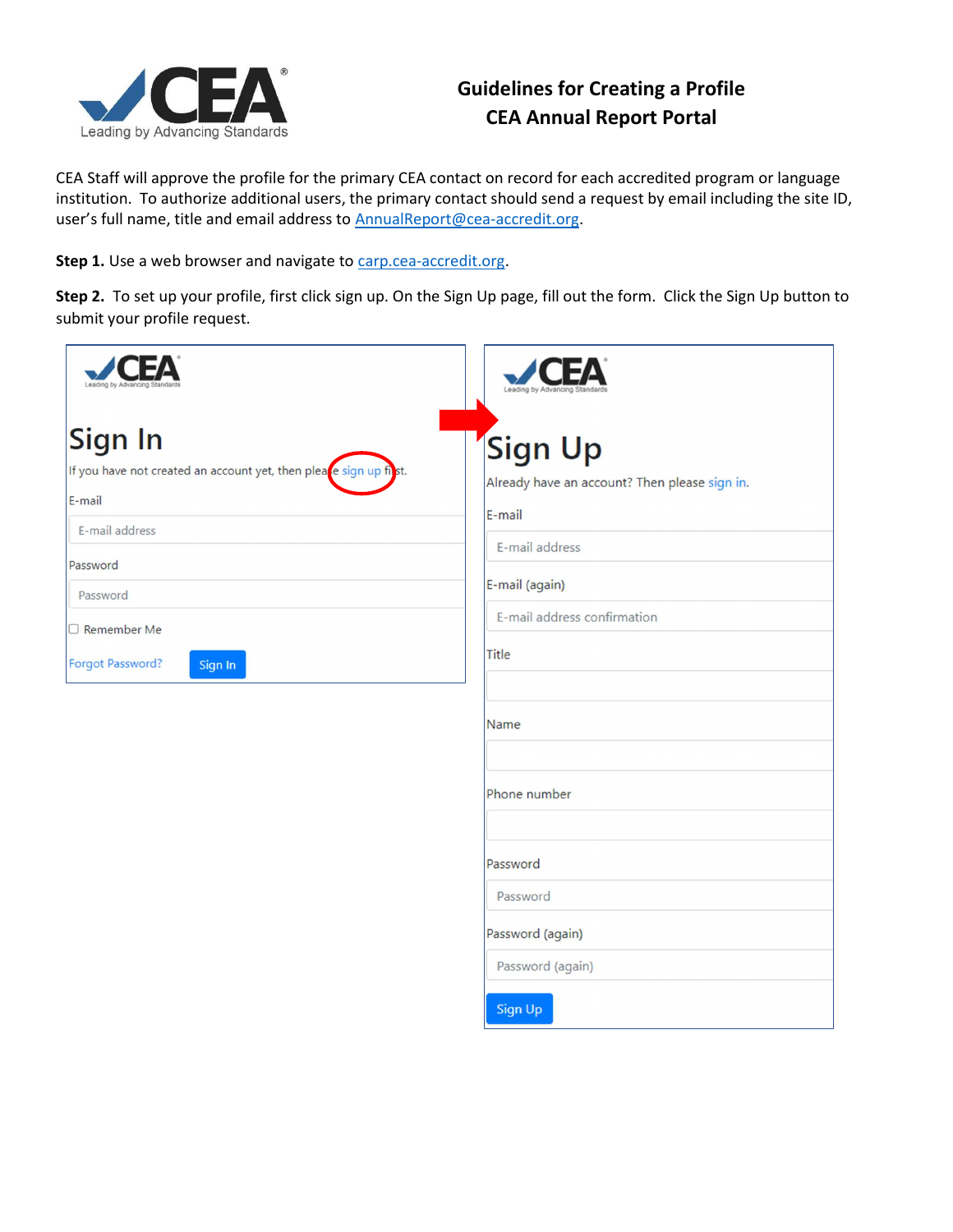# Guidelines for Creating a Profile
# CEA Annual Report Portal

CEA Staff will approve the profile for the primary CEA contact on record for each accredited program or language institution. To authorize additional users, the primary contact should send a request by email including the site ID, user's full name, title and email address to AnnualReport@cea-accredit.org.

**Step 1.** Use a web browser and navigate to carp.cea-accredit.org.

**Step 2.** To set up your profile, first click sign up. On the Sign Up page, fill out the form. Click the Sign Up button to submit your profile request.

## Sign In

If you have not created an account yet, then please sign up first.

E-mail

E-mail address

Password

Password

Remember Me

Forgot Password? Sign In

## Sign Up

Already have an account? Then please sign in.

E-mail

E-mail address

E-mail (again)

E-mail address confirmation

Title

Name

Phone number

Password

Password

Password (again)

Password (again)

Sign Up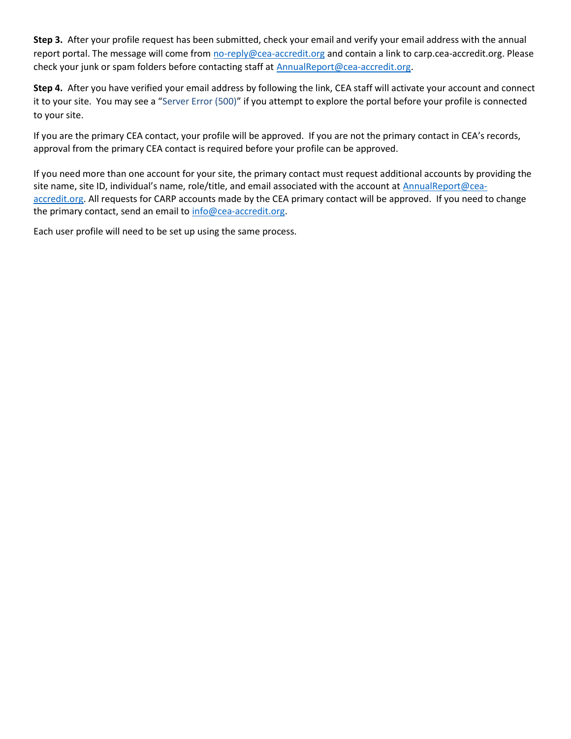**Step 3.** After your profile request has been submitted, check your email and verify your email address with the annual report portal. The message will come from no-reply@cea-accredit.org and contain a link to carp.cea-accredit.org. Please check your junk or spam folders before contacting staff at AnnualReport@cea-accredit.org.

**Step 4.** After you have verified your email address by following the link, CEA staff will activate your account and connect it to your site. You may see a "Server Error (500)" if you attempt to explore the portal before your profile is connected to your site.

If you are the primary CEA contact, your profile will be approved. If you are not the primary contact in CEA's records, approval from the primary CEA contact is required before your profile can be approved.

If you need more than one account for your site, the primary contact must request additional accounts by providing the site name, site ID, individual's name, role/title, and email associated with the account at AnnualReport@cea-accredit.org. All requests for CARP accounts made by the CEA primary contact will be approved. If you need to change the primary contact, send an email to info@cea-accredit.org.

Each user profile will need to be set up using the same process.